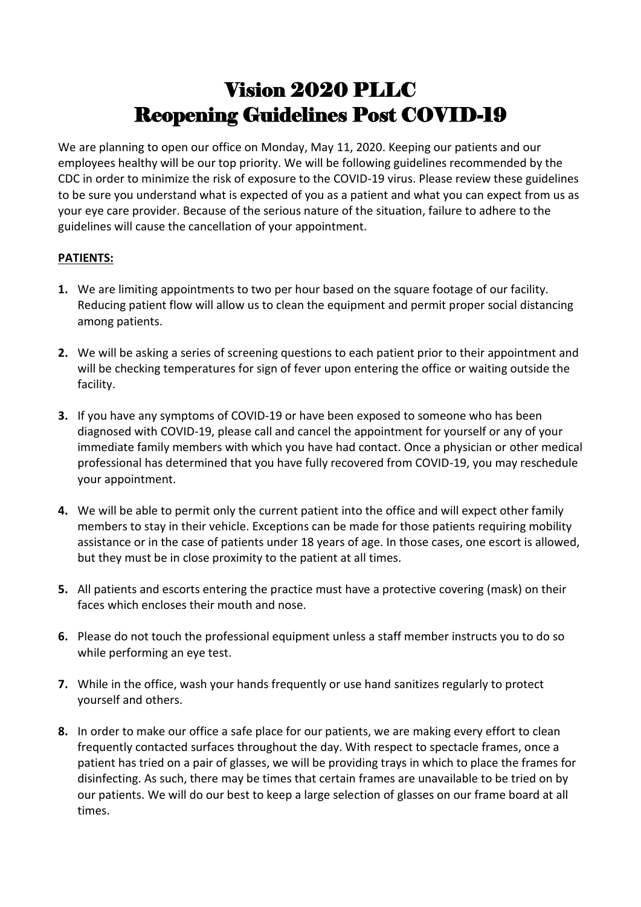# Vision 2020 PLLC
# Reopening Guidelines Post COVID-19

We are planning to open our office on Monday, May 11, 2020. Keeping our patients and our employees healthy will be our top priority. We will be following guidelines recommended by the CDC in order to minimize the risk of exposure to the COVID-19 virus. Please review these guidelines to be sure you understand what is expected of you as a patient and what you can expect from us as your eye care provider. Because of the serious nature of the situation, failure to adhere to the guidelines will cause the cancellation of your appointment.

**PATIENTS:**

1. We are limiting appointments to two per hour based on the square footage of our facility. Reducing patient flow will allow us to clean the equipment and permit proper social distancing among patients.

2. We will be asking a series of screening questions to each patient prior to their appointment and will be checking temperatures for sign of fever upon entering the office or waiting outside the facility.

3. If you have any symptoms of COVID-19 or have been exposed to someone who has been diagnosed with COVID-19, please call and cancel the appointment for yourself or any of your immediate family members with which you have had contact. Once a physician or other medical professional has determined that you have fully recovered from COVID-19, you may reschedule your appointment.

4. We will be able to permit only the current patient into the office and will expect other family members to stay in their vehicle. Exceptions can be made for those patients requiring mobility assistance or in the case of patients under 18 years of age. In those cases, one escort is allowed, but they must be in close proximity to the patient at all times.

5. All patients and escorts entering the practice must have a protective covering (mask) on their faces which encloses their mouth and nose.

6. Please do not touch the professional equipment unless a staff member instructs you to do so while performing an eye test.

7. While in the office, wash your hands frequently or use hand sanitizes regularly to protect yourself and others.

8. In order to make our office a safe place for our patients, we are making every effort to clean frequently contacted surfaces throughout the day. With respect to spectacle frames, once a patient has tried on a pair of glasses, we will be providing trays in which to place the frames for disinfecting. As such, there may be times that certain frames are unavailable to be tried on by our patients. We will do our best to keep a large selection of glasses on our frame board at all times.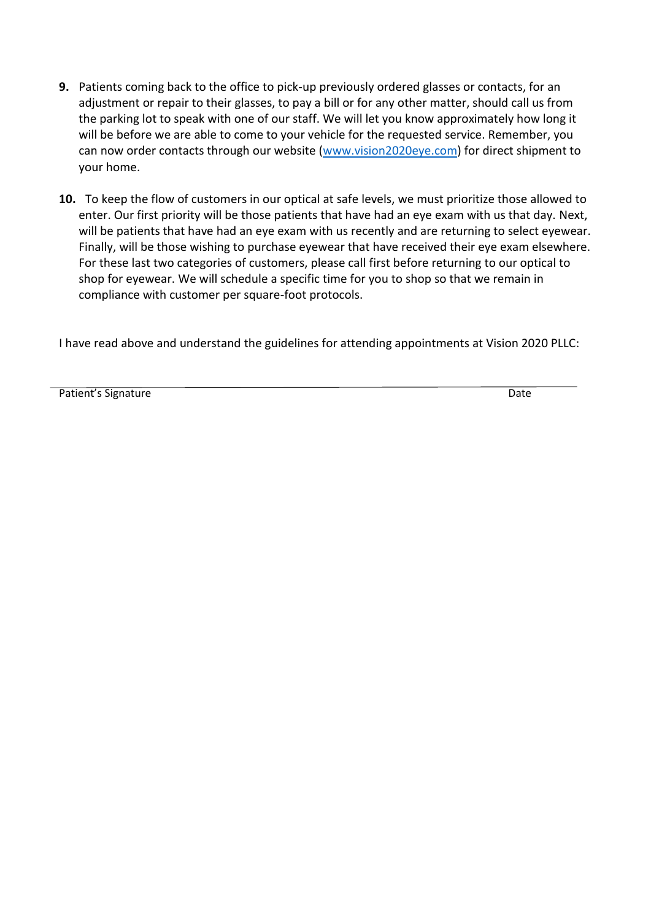9. Patients coming back to the office to pick-up previously ordered glasses or contacts, for an adjustment or repair to their glasses, to pay a bill or for any other matter, should call us from the parking lot to speak with one of our staff. We will let you know approximately how long it will be before we are able to come to your vehicle for the requested service. Remember, you can now order contacts through our website (www.vision2020eye.com) for direct shipment to your home.

10. To keep the flow of customers in our optical at safe levels, we must prioritize those allowed to enter. Our first priority will be those patients that have had an eye exam with us that day. Next, will be patients that have had an eye exam with us recently and are returning to select eyewear. Finally, will be those wishing to purchase eyewear that have received their eye exam elsewhere. For these last two categories of customers, please call first before returning to our optical to shop for eyewear. We will schedule a specific time for you to shop so that we remain in compliance with customer per square-foot protocols.

I have read above and understand the guidelines for attending appointments at Vision 2020 PLLC:

_______________________________________________ _______________

Patient's Signature Date